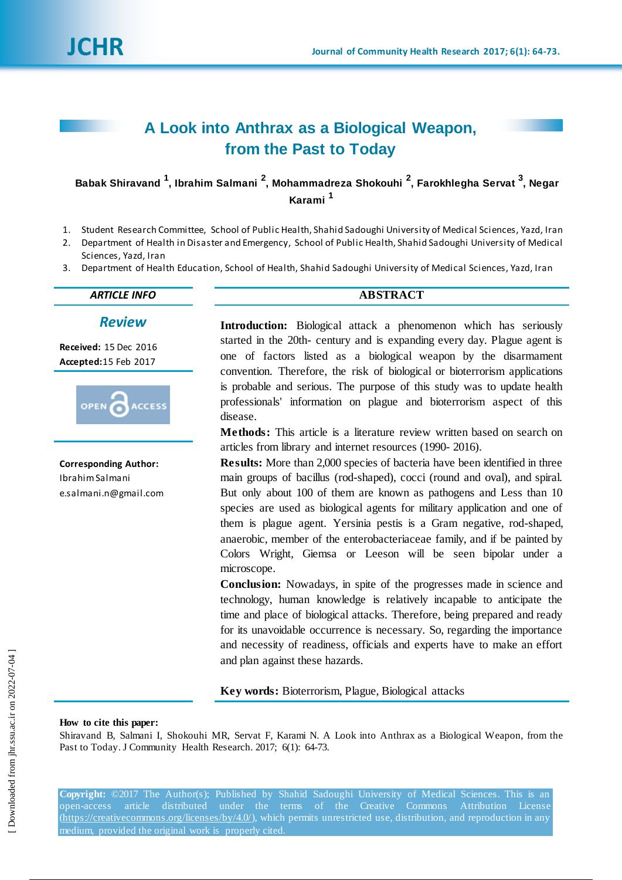# A Look into Anthrax as a Biological Weapon, from the Past to Today

**Babak Shiravand [1], Ibrahim Salmani [2], Mohammadreza Shokouhi [2], Farokhlegha Servat [3], Negar Karami [1]**

1. Student Research Committee, School of Public Health, Shahid Sadoughi University of Medical Sciences, Yazd, Iran
2. Department of Health in Disaster and Emergency, School of Public Health, Shahid Sadoughi University of Medical Sciences, Yazd, Iran
3. Department of Health Education, School of Health, Shahid Sadoughi University of Medical Sciences, Yazd, Iran

### ARTICLE INFO

***Review***

**Received:** 15 Dec 2016
**Accepted:** 15 Feb 2017

OPEN ACCESS

**Corresponding Author:**
Ibrahim Salmani
e.salmani.n@gmail.com

### ABSTRACT

**Introduction:** Biological attack a phenomenon which has seriously started in the 20th- century and is expanding every day. Plague agent is one of factors listed as a biological weapon by the disarmament convention. Therefore, the risk of biological or bioterrorism applications is probable and serious. The purpose of this study was to update health professionals' information on plague and bioterrorism aspect of this disease.

**Methods:** This article is a literature review written based on search on articles from library and internet resources (1990- 2016).

**Results:** More than 2,000 species of bacteria have been identified in three main groups of bacillus (rod-shaped), cocci (round and oval), and spiral. But only about 100 of them are known as pathogens and Less than 10 species are used as biological agents for military application and one of them is plague agent. Yersinia pestis is a Gram negative, rod-shaped, anaerobic, member of the enterobacteriaceae family, and if be painted by Colors Wright, Giemsa or Leeson will be seen bipolar under a microscope.

**Conclusion:** Nowadays, in spite of the progresses made in science and technology, human knowledge is relatively incapable to anticipate the time and place of biological attacks. Therefore, being prepared and ready for its unavoidable occurrence is necessary. So, regarding the importance and necessity of readiness, officials and experts have to make an effort and plan against these hazards.

**Key words:** Bioterrorism, Plague, Biological attacks

**How to cite this paper:**
Shiravand B, Salmani I, Shokouhi MR, Servat F, Karami N. A Look into Anthrax as a Biological Weapon, from the Past to Today. J Community Health Research. 2017; 6(1): 64-73.

**Copyright:** ©2017 The Author(s); Published by Shahid Sadoughi University of Medical Sciences. This is an open-access article distributed under the terms of the Creative Commons Attribution License (https://creativecommons.org/licenses/by/4.0/), which permits unrestricted use, distribution, and reproduction in any medium, provided the original work is properly cited.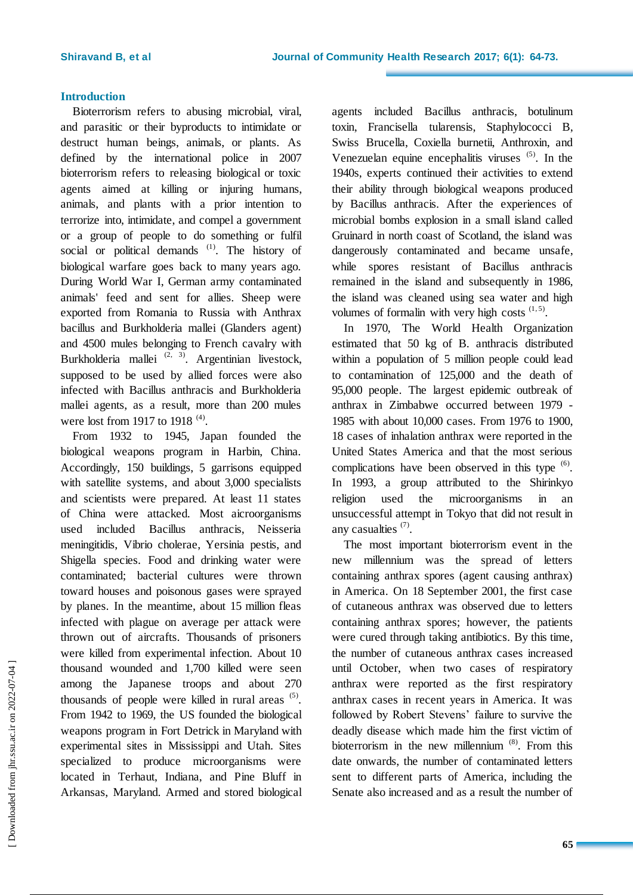## Introduction

Bioterrorism refers to abusing microbial, viral, and parasitic or their byproducts to intimidate or destruct human beings, animals, or plants. As defined by the international police in 2007 bioterrorism refers to releasing biological or toxic agents aimed at killing or injuring humans, animals, and plants with a prior intention to terrorize into, intimidate, and compel a government or a group of people to do something or fulfil social or political demands [1]. The history of biological warfare goes back to many years ago. During World War I, German army contaminated animals' feed and sent for allies. Sheep were exported from Romania to Russia with Anthrax bacillus and Burkholderia mallei (Glanders agent) and 4500 mules belonging to French cavalry with Burkholderia mallei [2, 3]. Argentinian livestock, supposed to be used by allied forces were also infected with Bacillus anthracis and Burkholderia mallei agents, as a result, more than 200 mules were lost from 1917 to 1918 [4].

From 1932 to 1945, Japan founded the biological weapons program in Harbin, China. Accordingly, 150 buildings, 5 garrisons equipped with satellite systems, and about 3,000 specialists and scientists were prepared. At least 11 states of China were attacked. Most aicroorganisms used included Bacillus anthracis, Neisseria meningitidis, Vibrio cholerae, Yersinia pestis, and Shigella species. Food and drinking water were contaminated; bacterial cultures were thrown toward houses and poisonous gases were sprayed by planes. In the meantime, about 15 million fleas infected with plague on average per attack were thrown out of aircrafts. Thousands of prisoners were killed from experimental infection. About 10 thousand wounded and 1,700 killed were seen among the Japanese troops and about 270 thousands of people were killed in rural areas [5]. From 1942 to 1969, the US founded the biological weapons program in Fort Detrick in Maryland with experimental sites in Mississippi and Utah. Sites specialized to produce microorganisms were located in Terhaut, Indiana, and Pine Bluff in Arkansas, Maryland. Armed and stored biological agents included Bacillus anthracis, botulinum toxin, Francisella tularensis, Staphylococci B, Swiss Brucella, Coxiella burnetii, Anthroxin, and Venezuelan equine encephalitis viruses [5]. In the 1940s, experts continued their activities to extend their ability through biological weapons produced by Bacillus anthracis. After the experiences of microbial bombs explosion in a small island called Gruinard in north coast of Scotland, the island was dangerously contaminated and became unsafe, while spores resistant of Bacillus anthracis remained in the island and subsequently in 1986, the island was cleaned using sea water and high volumes of formalin with very high costs [1, 5].

In 1970, The World Health Organization estimated that 50 kg of B. anthracis distributed within a population of 5 million people could lead to contamination of 125,000 and the death of 95,000 people. The largest epidemic outbreak of anthrax in Zimbabwe occurred between 1979 - 1985 with about 10,000 cases. From 1976 to 1900, 18 cases of inhalation anthrax were reported in the United States America and that the most serious complications have been observed in this type [6]. In 1993, a group attributed to the Shirinkyo religion used the microorganisms in an unsuccessful attempt in Tokyo that did not result in any casualties [7].

The most important bioterrorism event in the new millennium was the spread of letters containing anthrax spores (agent causing anthrax) in America. On 18 September 2001, the first case of cutaneous anthrax was observed due to letters containing anthrax spores; however, the patients were cured through taking antibiotics. By this time, the number of cutaneous anthrax cases increased until October, when two cases of respiratory anthrax were reported as the first respiratory anthrax cases in recent years in America. It was followed by Robert Stevens' failure to survive the deadly disease which made him the first victim of bioterrorism in the new millennium [8]. From this date onwards, the number of contaminated letters sent to different parts of America, including the Senate also increased and as a result the number of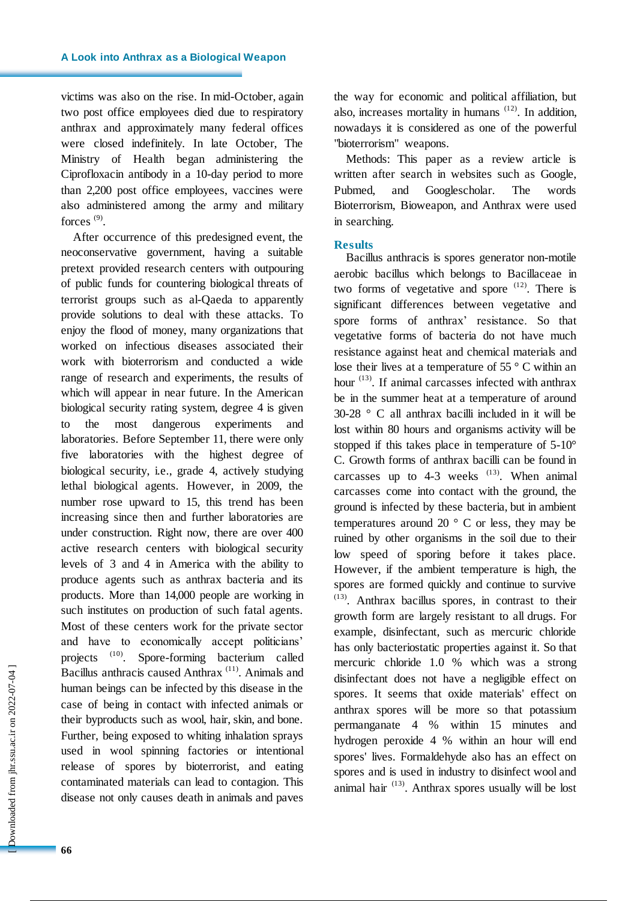victims was also on the rise. In mid-October, again two post office employees died due to respiratory anthrax and approximately many federal offices were closed indefinitely. In late October, The Ministry of Health began administering the Ciprofloxacin antibody in a 10-day period to more than 2,200 post office employees, vaccines were also administered among the army and military forces [9].

After occurrence of this predesigned event, the neoconservative government, having a suitable pretext provided research centers with outpouring of public funds for countering biological threats of terrorist groups such as al-Qaeda to apparently provide solutions to deal with these attacks. To enjoy the flood of money, many organizations that worked on infectious diseases associated their work with bioterrorism and conducted a wide range of research and experiments, the results of which will appear in near future. In the American biological security rating system, degree 4 is given to the most dangerous experiments and laboratories. Before September 11, there were only five laboratories with the highest degree of biological security, i.e., grade 4, actively studying lethal biological agents. However, in 2009, the number rose upward to 15, this trend has been increasing since then and further laboratories are under construction. Right now, there are over 400 active research centers with biological security levels of 3 and 4 in America with the ability to produce agents such as anthrax bacteria and its products. More than 14,000 people are working in such institutes on production of such fatal agents. Most of these centers work for the private sector and have to economically accept politicians' projects [10]. Spore-forming bacterium called Bacillus anthracis caused Anthrax [11]. Animals and human beings can be infected by this disease in the case of being in contact with infected animals or their byproducts such as wool, hair, skin, and bone. Further, being exposed to whiting inhalation sprays used in wool spinning factories or intentional release of spores by bioterrorist, and eating contaminated materials can lead to contagion. This disease not only causes death in animals and paves the way for economic and political affiliation, but also, increases mortality in humans [12]. In addition, nowadays it is considered as one of the powerful "bioterrorism" weapons.

Methods: This paper as a review article is written after search in websites such as Google, Pubmed, and Googlescholar. The words Bioterrorism, Bioweapon, and Anthrax were used in searching.

## Results

Bacillus anthracis is spores generator non-motile aerobic bacillus which belongs to Bacillaceae in two forms of vegetative and spore [12]. There is significant differences between vegetative and spore forms of anthrax' resistance. So that vegetative forms of bacteria do not have much resistance against heat and chemical materials and lose their lives at a temperature of 55 ° C within an hour [13]. If animal carcasses infected with anthrax be in the summer heat at a temperature of around 30-28 ° C all anthrax bacilli included in it will be lost within 80 hours and organisms activity will be stopped if this takes place in temperature of 5-10° C. Growth forms of anthrax bacilli can be found in carcasses up to 4-3 weeks [13]. When animal carcasses come into contact with the ground, the ground is infected by these bacteria, but in ambient temperatures around 20 ° C or less, they may be ruined by other organisms in the soil due to their low speed of sporing before it takes place. However, if the ambient temperature is high, the spores are formed quickly and continue to survive [13]. Anthrax bacillus spores, in contrast to their growth form are largely resistant to all drugs. For example, disinfectant, such as mercuric chloride has only bacteriostatic properties against it. So that mercuric chloride 1.0 % which was a strong disinfectant does not have a negligible effect on spores. It seems that oxide materials' effect on anthrax spores will be more so that potassium permanganate 4 % within 15 minutes and hydrogen peroxide 4 % within an hour will end spores' lives. Formaldehyde also has an effect on spores and is used in industry to disinfect wool and animal hair [13]. Anthrax spores usually will be lost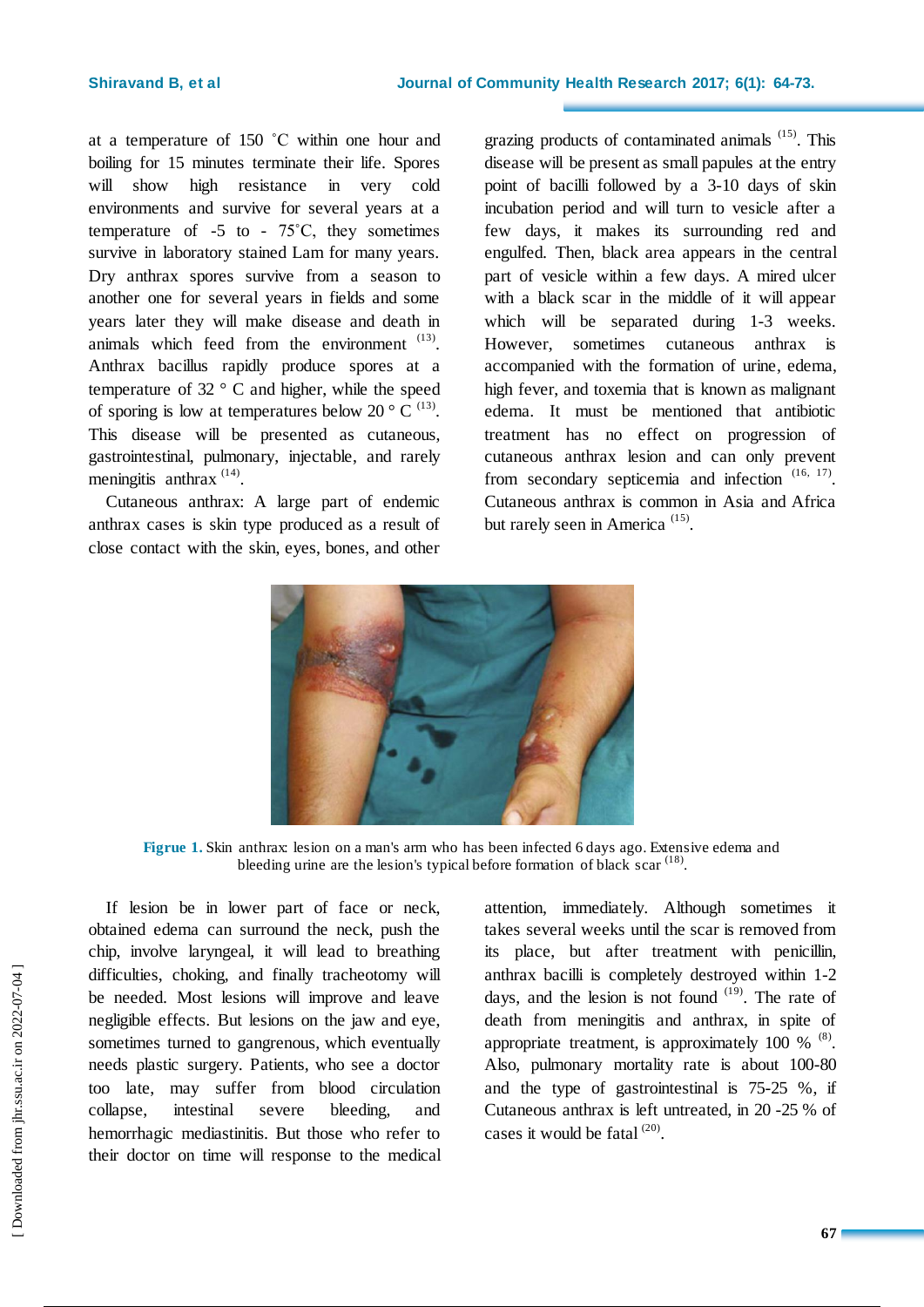at a temperature of 150 ˚C within one hour and boiling for 15 minutes terminate their life. Spores will show high resistance in very cold environments and survive for several years at a temperature of -5 to - 75˚C, they sometimes survive in laboratory stained Lam for many years. Dry anthrax spores survive from a season to another one for several years in fields and some years later they will make disease and death in animals which feed from the environment [13]. Anthrax bacillus rapidly produce spores at a temperature of 32 ° C and higher, while the speed of sporing is low at temperatures below 20 ° C [13]. This disease will be presented as cutaneous, gastrointestinal, pulmonary, injectable, and rarely meningitis anthrax [14].

Cutaneous anthrax: A large part of endemic anthrax cases is skin type produced as a result of close contact with the skin, eyes, bones, and other grazing products of contaminated animals [15]. This disease will be present as small papules at the entry point of bacilli followed by a 3-10 days of skin incubation period and will turn to vesicle after a few days, it makes its surrounding red and engulfed. Then, black area appears in the central part of vesicle within a few days. A mired ulcer with a black scar in the middle of it will appear which will be separated during 1-3 weeks. However, sometimes cutaneous anthrax is accompanied with the formation of urine, edema, high fever, and toxemia that is known as malignant edema. It must be mentioned that antibiotic treatment has no effect on progression of cutaneous anthrax lesion and can only prevent from secondary septicemia and infection [16, 17]. Cutaneous anthrax is common in Asia and Africa but rarely seen in America [15].

**Figrue 1.** Skin anthrax: lesion on a man's arm who has been infected 6 days ago. Extensive edema and bleeding urine are the lesion's typical before formation of black scar [18].

If lesion be in lower part of face or neck, obtained edema can surround the neck, push the chip, involve laryngeal, it will lead to breathing difficulties, choking, and finally tracheotomy will be needed. Most lesions will improve and leave negligible effects. But lesions on the jaw and eye, sometimes turned to gangrenous, which eventually needs plastic surgery. Patients, who see a doctor too late, may suffer from blood circulation collapse, intestinal severe bleeding, and hemorrhagic mediastinitis. But those who refer to their doctor on time will response to the medical attention, immediately. Although sometimes it takes several weeks until the scar is removed from its place, but after treatment with penicillin, anthrax bacilli is completely destroyed within 1-2 days, and the lesion is not found [19]. The rate of death from meningitis and anthrax, in spite of appropriate treatment, is approximately 100 % [8]. Also, pulmonary mortality rate is about 100-80 and the type of gastrointestinal is 75-25 %, if Cutaneous anthrax is left untreated, in 20 -25 % of cases it would be fatal [20].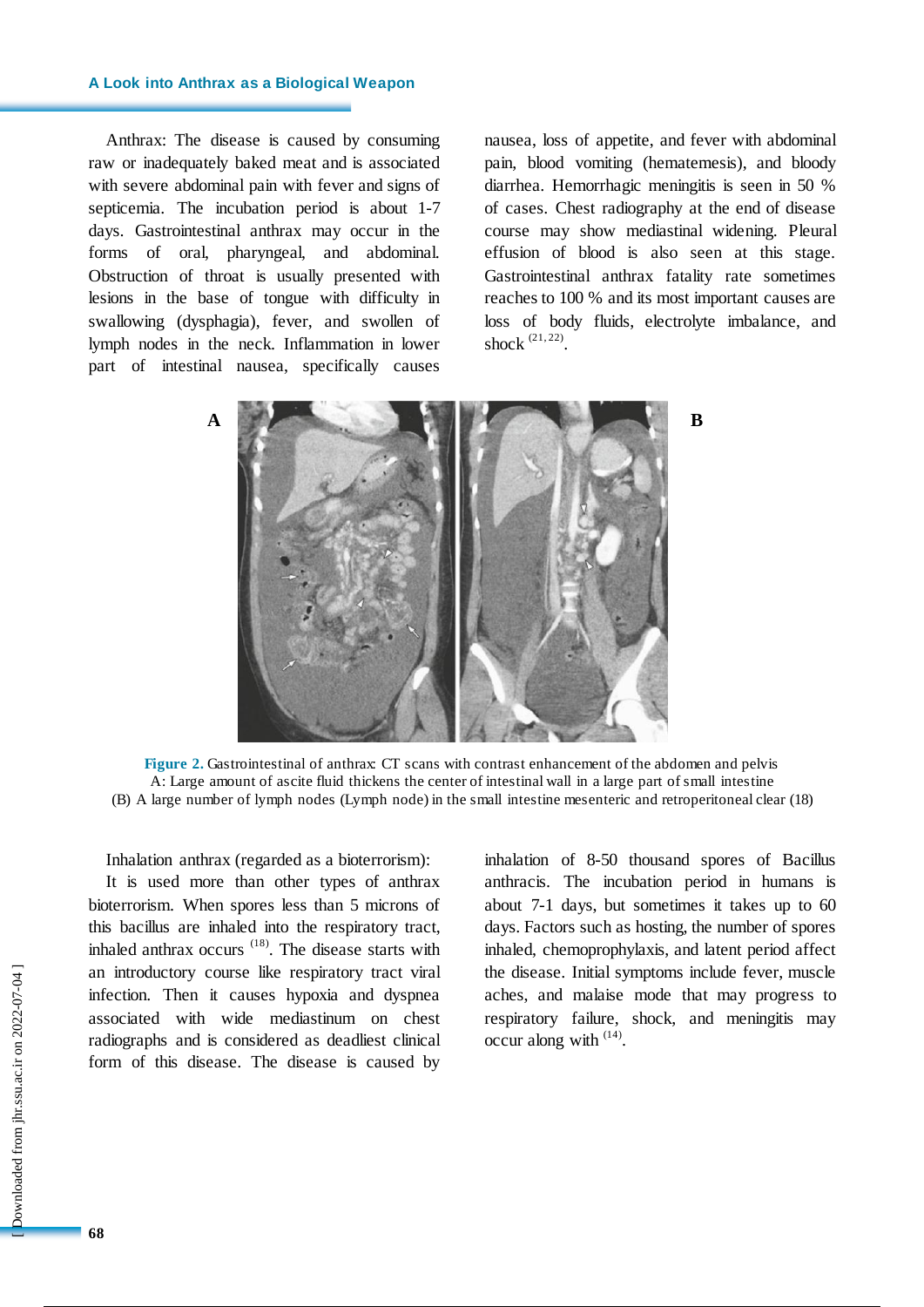Anthrax: The disease is caused by consuming raw or inadequately baked meat and is associated with severe abdominal pain with fever and signs of septicemia. The incubation period is about 1-7 days. Gastrointestinal anthrax may occur in the forms of oral, pharyngeal, and abdominal. Obstruction of throat is usually presented with lesions in the base of tongue with difficulty in swallowing (dysphagia), fever, and swollen of lymph nodes in the neck. Inflammation in lower part of intestinal nausea, specifically causes nausea, loss of appetite, and fever with abdominal pain, blood vomiting (hematemesis), and bloody diarrhea. Hemorrhagic meningitis is seen in 50 % of cases. Chest radiography at the end of disease course may show mediastinal widening. Pleural effusion of blood is also seen at this stage. Gastrointestinal anthrax fatality rate sometimes reaches to 100 % and its most important causes are loss of body fluids, electrolyte imbalance, and shock [21, 22].

**Figure 2.** Gastrointestinal of anthrax: CT scans with contrast enhancement of the abdomen and pelvis
A: Large amount of ascite fluid thickens the center of intestinal wall in a large part of small intestine
(B) A large number of lymph nodes (Lymph node) in the small intestine mesenteric and retroperitoneal clear (18)

Inhalation anthrax (regarded as a bioterrorism):

It is used more than other types of anthrax bioterrorism. When spores less than 5 microns of this bacillus are inhaled into the respiratory tract, inhaled anthrax occurs [18]. The disease starts with an introductory course like respiratory tract viral infection. Then it causes hypoxia and dyspnea associated with wide mediastinum on chest radiographs and is considered as deadliest clinical form of this disease. The disease is caused by inhalation of 8-50 thousand spores of Bacillus anthracis. The incubation period in humans is about 7-1 days, but sometimes it takes up to 60 days. Factors such as hosting, the number of spores inhaled, chemoprophylaxis, and latent period affect the disease. Initial symptoms include fever, muscle aches, and malaise mode that may progress to respiratory failure, shock, and meningitis may occur along with [14].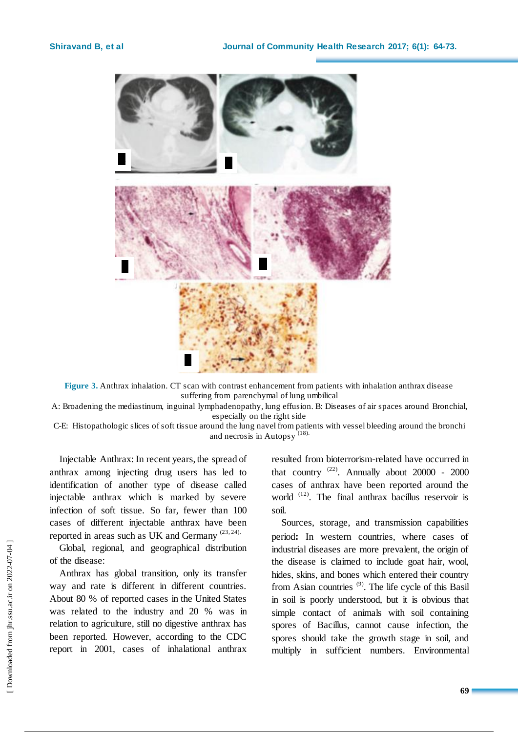**Figure 3.** Anthrax inhalation. CT scan with contrast enhancement from patients with inhalation anthrax disease suffering from parenchymal of lung umbilical

A: Broadening the mediastinum, inguinal lymphadenopathy, lung effusion. B: Diseases of air spaces around Bronchial, especially on the right side

C-E: Histopathologic slices of soft tissue around the lung navel from patients with vessel bleeding around the bronchi and necrosis in Autopsy [18].

Injectable Anthrax: In recent years, the spread of anthrax among injecting drug users has led to identification of another type of disease called injectable anthrax which is marked by severe infection of soft tissue. So far, fewer than 100 cases of different injectable anthrax have been reported in areas such as UK and Germany [23, 24].

Global, regional, and geographical distribution of the disease:

Anthrax has global transition, only its transfer way and rate is different in different countries. About 80 % of reported cases in the United States was related to the industry and 20 % was in relation to agriculture, still no digestive anthrax has been reported. However, according to the CDC report in 2001, cases of inhalational anthrax resulted from bioterrorism-related have occurred in that country [22]. Annually about 20000 - 2000 cases of anthrax have been reported around the world [12]. The final anthrax bacillus reservoir is soil.

Sources, storage, and transmission capabilities period**:** In western countries, where cases of industrial diseases are more prevalent, the origin of the disease is claimed to include goat hair, wool, hides, skins, and bones which entered their country from Asian countries [9]. The life cycle of this Basil in soil is poorly understood, but it is obvious that simple contact of animals with soil containing spores of Bacillus, cannot cause infection, the spores should take the growth stage in soil, and multiply in sufficient numbers. Environmental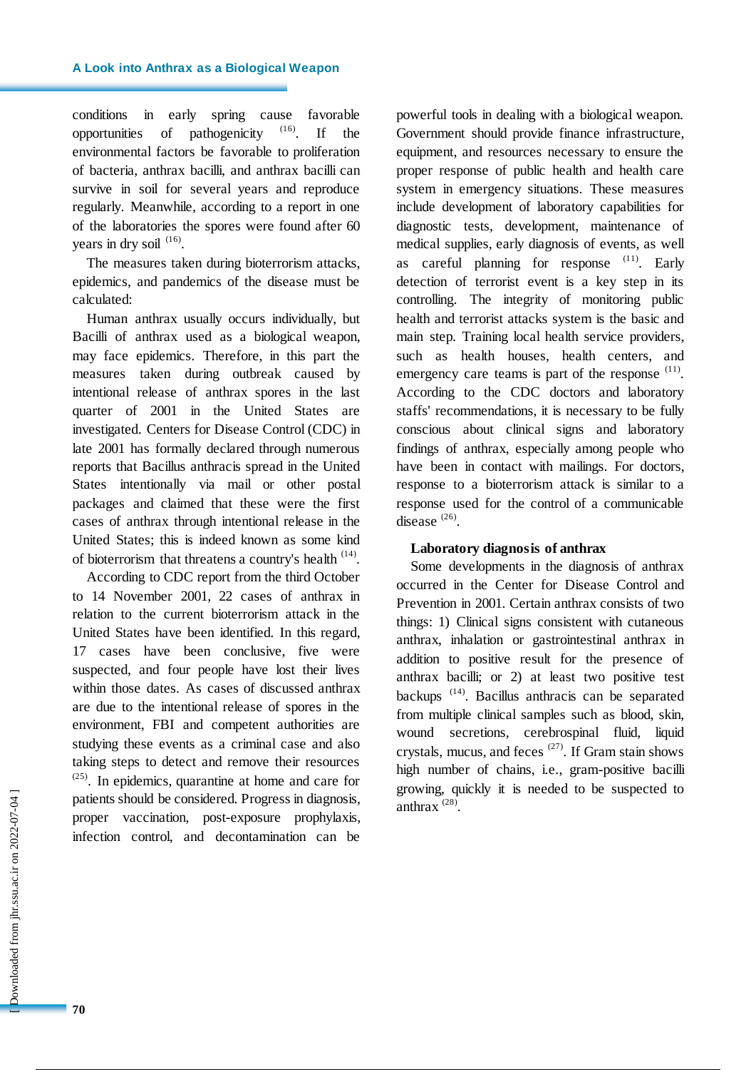conditions in early spring cause favorable opportunities of pathogenicity [16]. If the environmental factors be favorable to proliferation of bacteria, anthrax bacilli, and anthrax bacilli can survive in soil for several years and reproduce regularly. Meanwhile, according to a report in one of the laboratories the spores were found after 60 years in dry soil [16].

The measures taken during bioterrorism attacks, epidemics, and pandemics of the disease must be calculated:

Human anthrax usually occurs individually, but Bacilli of anthrax used as a biological weapon, may face epidemics. Therefore, in this part the measures taken during outbreak caused by intentional release of anthrax spores in the last quarter of 2001 in the United States are investigated. Centers for Disease Control (CDC) in late 2001 has formally declared through numerous reports that Bacillus anthracis spread in the United States intentionally via mail or other postal packages and claimed that these were the first cases of anthrax through intentional release in the United States; this is indeed known as some kind of bioterrorism that threatens a country's health [14].

According to CDC report from the third October to 14 November 2001, 22 cases of anthrax in relation to the current bioterrorism attack in the United States have been identified. In this regard, 17 cases have been conclusive, five were suspected, and four people have lost their lives within those dates. As cases of discussed anthrax are due to the intentional release of spores in the environment, FBI and competent authorities are studying these events as a criminal case and also taking steps to detect and remove their resources [25]. In epidemics, quarantine at home and care for patients should be considered. Progress in diagnosis, proper vaccination, post-exposure prophylaxis, infection control, and decontamination can be powerful tools in dealing with a biological weapon. Government should provide finance infrastructure, equipment, and resources necessary to ensure the proper response of public health and health care system in emergency situations. These measures include development of laboratory capabilities for diagnostic tests, development, maintenance of medical supplies, early diagnosis of events, as well as careful planning for response [11]. Early detection of terrorist event is a key step in its controlling. The integrity of monitoring public health and terrorist attacks system is the basic and main step. Training local health service providers, such as health houses, health centers, and emergency care teams is part of the response [11]. According to the CDC doctors and laboratory staffs' recommendations, it is necessary to be fully conscious about clinical signs and laboratory findings of anthrax, especially among people who have been in contact with mailings. For doctors, response to a bioterrorism attack is similar to a response used for the control of a communicable disease [26].

**Laboratory diagnosis of anthrax**

Some developments in the diagnosis of anthrax occurred in the Center for Disease Control and Prevention in 2001. Certain anthrax consists of two things: 1) Clinical signs consistent with cutaneous anthrax, inhalation or gastrointestinal anthrax in addition to positive result for the presence of anthrax bacilli; or 2) at least two positive test backups [14]. Bacillus anthracis can be separated from multiple clinical samples such as blood, skin, wound secretions, cerebrospinal fluid, liquid crystals, mucus, and feces [27]. If Gram stain shows high number of chains, i.e., gram-positive bacilli growing, quickly it is needed to be suspected to anthrax [28].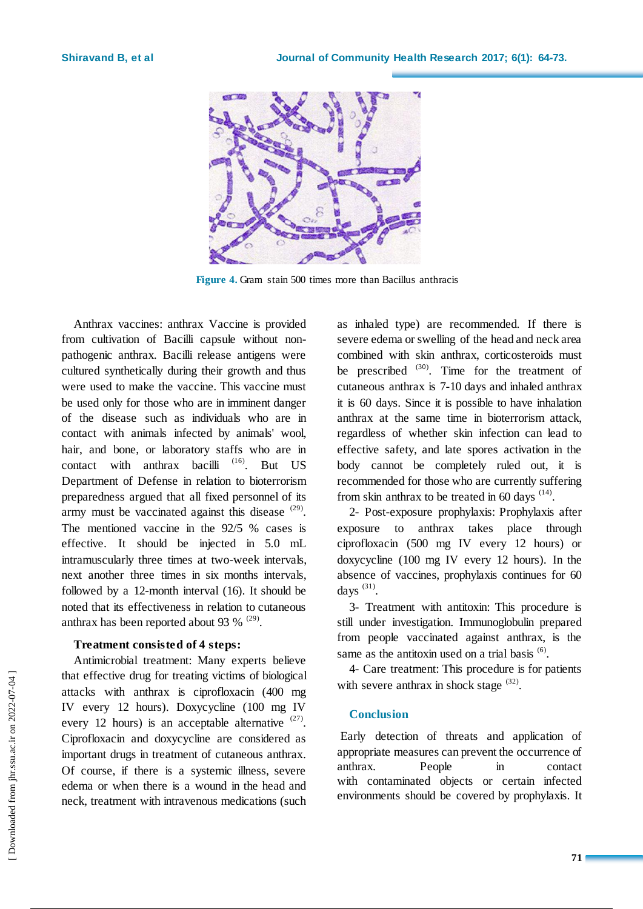**Figure 4.** Gram stain 500 times more than Bacillus anthracis

Anthrax vaccines: anthrax Vaccine is provided from cultivation of Bacilli capsule without non-pathogenic anthrax. Bacilli release antigens were cultured synthetically during their growth and thus were used to make the vaccine. This vaccine must be used only for those who are in imminent danger of the disease such as individuals who are in contact with animals infected by animals' wool, hair, and bone, or laboratory staffs who are in contact with anthrax bacilli [16]. But US Department of Defense in relation to bioterrorism preparedness argued that all fixed personnel of its army must be vaccinated against this disease [29]. The mentioned vaccine in the 92/5 % cases is effective. It should be injected in 5.0 mL intramuscularly three times at two-week intervals, next another three times in six months intervals, followed by a 12-month interval (16). It should be noted that its effectiveness in relation to cutaneous anthrax has been reported about 93 % [29].

**Treatment consisted of 4 steps:**

Antimicrobial treatment: Many experts believe that effective drug for treating victims of biological attacks with anthrax is ciprofloxacin (400 mg IV every 12 hours). Doxycycline (100 mg IV every 12 hours) is an acceptable alternative [27]. Ciprofloxacin and doxycycline are considered as important drugs in treatment of cutaneous anthrax. Of course, if there is a systemic illness, severe edema or when there is a wound in the head and neck, treatment with intravenous medications (such as inhaled type) are recommended. If there is severe edema or swelling of the head and neck area combined with skin anthrax, corticosteroids must be prescribed [30]. Time for the treatment of cutaneous anthrax is 7-10 days and inhaled anthrax it is 60 days. Since it is possible to have inhalation anthrax at the same time in bioterrorism attack, regardless of whether skin infection can lead to effective safety, and late spores activation in the body cannot be completely ruled out, it is recommended for those who are currently suffering from skin anthrax to be treated in 60 days [14].

2- Post-exposure prophylaxis: Prophylaxis after exposure to anthrax takes place through ciprofloxacin (500 mg IV every 12 hours) or doxycycline (100 mg IV every 12 hours). In the absence of vaccines, prophylaxis continues for 60 days [31].

3- Treatment with antitoxin: This procedure is still under investigation. Immunoglobulin prepared from people vaccinated against anthrax, is the same as the antitoxin used on a trial basis [6].

4- Care treatment: This procedure is for patients with severe anthrax in shock stage [32].

## Conclusion

Early detection of threats and application of appropriate measures can prevent the occurrence of anthrax. People in contact with contaminated objects or certain infected environments should be covered by prophylaxis. It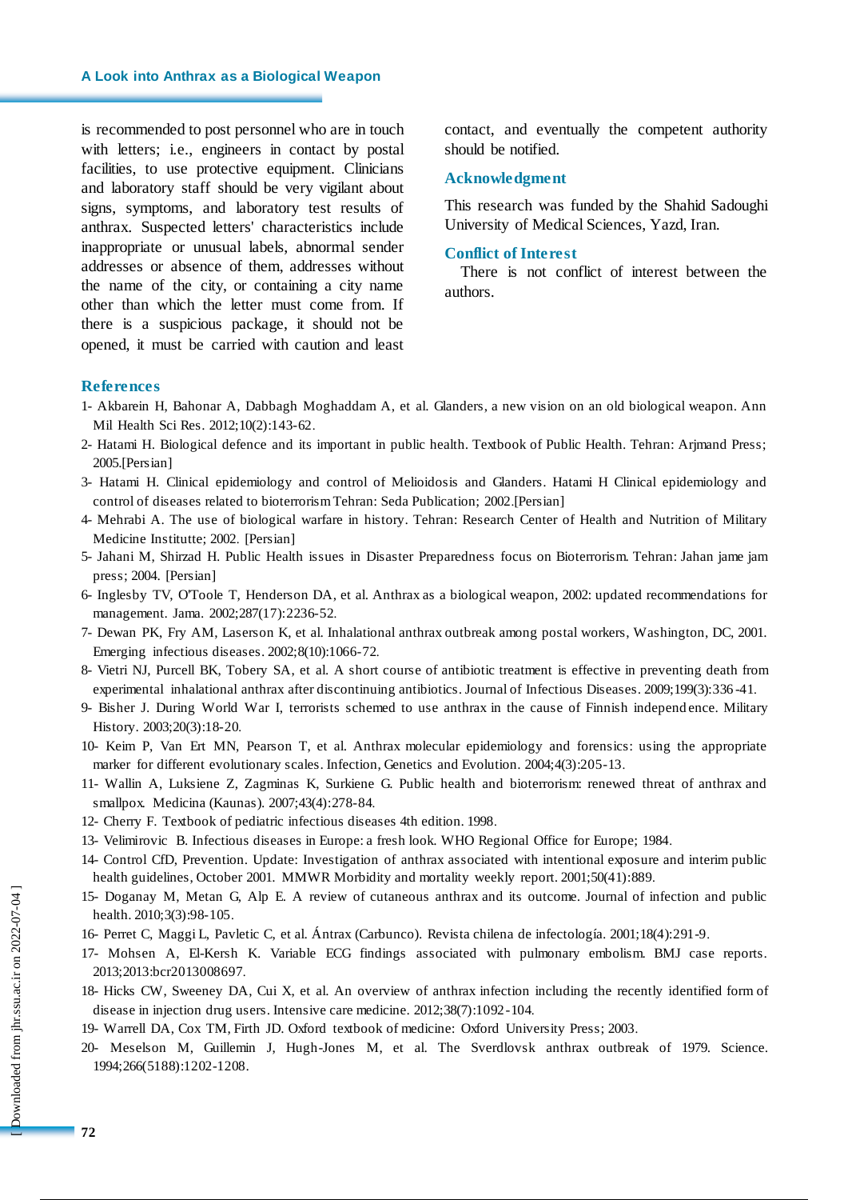is recommended to post personnel who are in touch with letters; i.e., engineers in contact by postal facilities, to use protective equipment. Clinicians and laboratory staff should be very vigilant about signs, symptoms, and laboratory test results of anthrax. Suspected letters' characteristics include inappropriate or unusual labels, abnormal sender addresses or absence of them, addresses without the name of the city, or containing a city name other than which the letter must come from. If there is a suspicious package, it should not be opened, it must be carried with caution and least contact, and eventually the competent authority should be notified.

## Acknowledgment

This research was funded by the Shahid Sadoughi University of Medical Sciences, Yazd, Iran.

## Conflict of Interest

There is not conflict of interest between the authors.

## References

1- Akbarein H, Bahonar A, Dabbagh Moghaddam A, et al. Glanders, a new vision on an old biological weapon. Ann Mil Health Sci Res. 2012;10(2):143-62.

2- Hatami H. Biological defence and its important in public health. Textbook of Public Health. Tehran: Arjmand Press; 2005.[Persian]

3- Hatami H. Clinical epidemiology and control of Melioidosis and Glanders. Hatami H Clinical epidemiology and control of diseases related to bioterrorism Tehran: Seda Publication; 2002.[Persian]

4- Mehrabi A. The use of biological warfare in history. Tehran: Research Center of Health and Nutrition of Military Medicine Instititte; 2002. [Persian]

5- Jahani M, Shirzad H. Public Health issues in Disaster Preparedness focus on Bioterrorism. Tehran: Jahan jame jam press; 2004. [Persian]

6- Inglesby TV, O'Toole T, Henderson DA, et al. Anthrax as a biological weapon, 2002: updated recommendations for management. Jama. 2002;287(17):2236-52.

7- Dewan PK, Fry AM, Laserson K, et al. Inhalational anthrax outbreak among postal workers, Washington, DC, 2001. Emerging infectious diseases. 2002;8(10):1066-72.

8- Vietri NJ, Purcell BK, Tobery SA, et al. A short course of antibiotic treatment is effective in preventing death from experimental inhalational anthrax after discontinuing antibiotics. Journal of Infectious Diseases. 2009;199(3):336-41.

9- Bisher J. During World War I, terrorists schemed to use anthrax in the cause of Finnish independence. Military History. 2003;20(3):18-20.

10- Keim P, Van Ert MN, Pearson T, et al. Anthrax molecular epidemiology and forensics: using the appropriate marker for different evolutionary scales. Infection, Genetics and Evolution. 2004;4(3):205-13.

11- Wallin A, Luksiene Z, Zagminas K, Surkiene G. Public health and bioterrorism: renewed threat of anthrax and smallpox. Medicina (Kaunas). 2007;43(4):278-84.

12- Cherry F. Textbook of pediatric infectious diseases 4th edition. 1998.

13- Velimirovic B. Infectious diseases in Europe: a fresh look. WHO Regional Office for Europe; 1984.

14- Control CfD, Prevention. Update: Investigation of anthrax associated with intentional exposure and interim public health guidelines, October 2001. MMWR Morbidity and mortality weekly report. 2001;50(41):889.

15- Doganay M, Metan G, Alp E. A review of cutaneous anthrax and its outcome. Journal of infection and public health. 2010;3(3):98-105.

16- Perret C, Maggi L, Pavletic C, et al. Ántrax (Carbunco). Revista chilena de infectología. 2001;18(4):291-9.

17- Mohsen A, El-Kersh K. Variable ECG findings associated with pulmonary embolism. BMJ case reports. 2013;2013:bcr2013008697.

18- Hicks CW, Sweeney DA, Cui X, et al. An overview of anthrax infection including the recently identified form of disease in injection drug users. Intensive care medicine. 2012;38(7):1092-104.

19- Warrell DA, Cox TM, Firth JD. Oxford textbook of medicine: Oxford University Press; 2003.

20- Meselson M, Guillemin J, Hugh-Jones M, et al. The Sverdlovsk anthrax outbreak of 1979. Science. 1994;266(5188):1202-1208.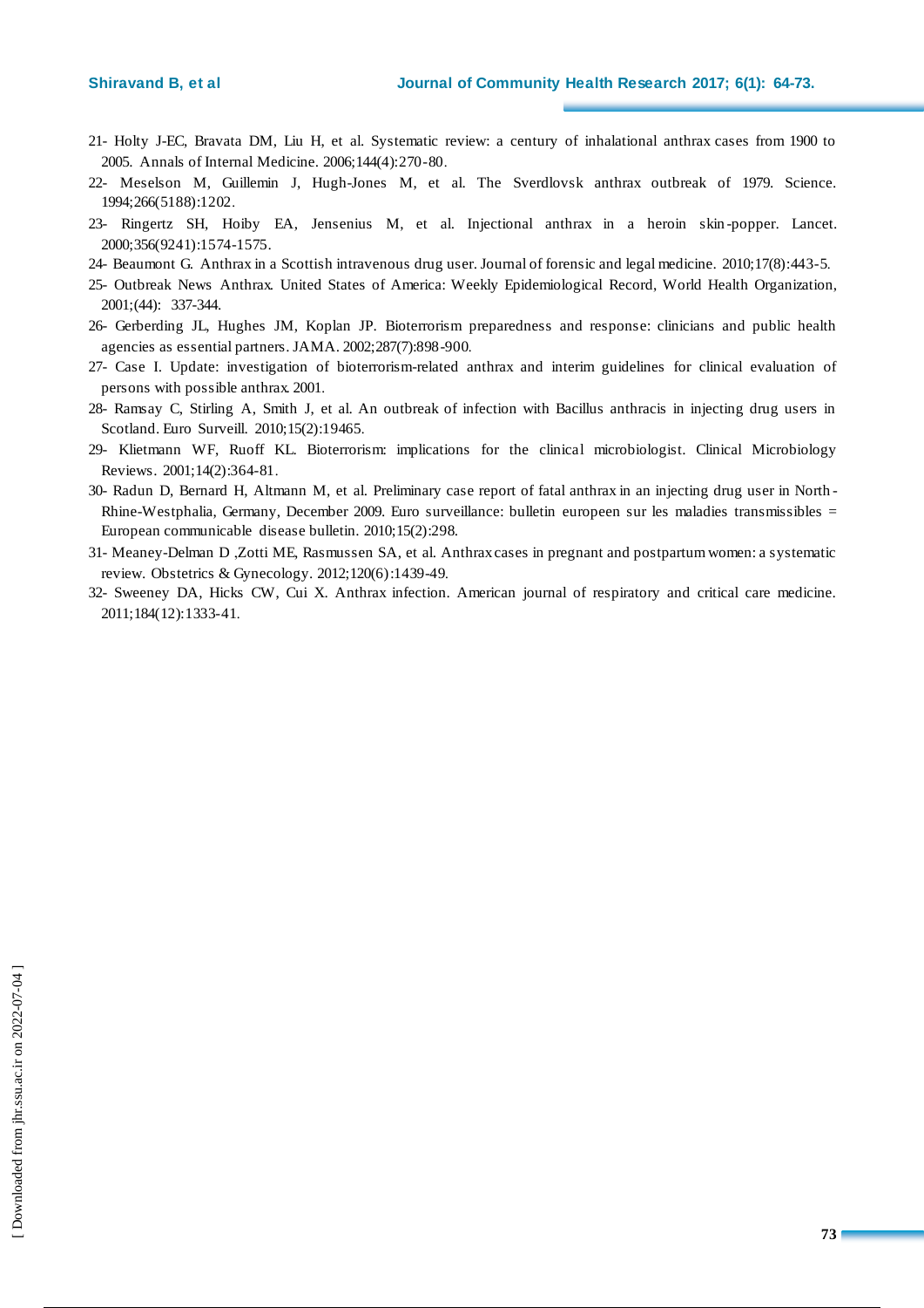21- Holty J-EC, Bravata DM, Liu H, et al. Systematic review: a century of inhalational anthrax cases from 1900 to 2005. Annals of Internal Medicine. 2006;144(4):270-80.

22- Meselson M, Guillemin J, Hugh-Jones M, et al. The Sverdlovsk anthrax outbreak of 1979. Science. 1994;266(5188):1202.

23- Ringertz SH, Hoiby EA, Jensenius M, et al. Injectional anthrax in a heroin skin-popper. Lancet. 2000;356(9241):1574-1575.

24- Beaumont G. Anthrax in a Scottish intravenous drug user. Journal of forensic and legal medicine. 2010;17(8):443-5.

25- Outbreak News Anthrax. United States of America: Weekly Epidemiological Record, World Health Organization, 2001;(44): 337-344.

26- Gerberding JL, Hughes JM, Koplan JP. Bioterrorism preparedness and response: clinicians and public health agencies as essential partners. JAMA. 2002;287(7):898-900.

27- Case I. Update: investigation of bioterrorism-related anthrax and interim guidelines for clinical evaluation of persons with possible anthrax. 2001.

28- Ramsay C, Stirling A, Smith J, et al. An outbreak of infection with Bacillus anthracis in injecting drug users in Scotland. Euro Surveill. 2010;15(2):19465.

29- Klietmann WF, Ruoff KL. Bioterrorism: implications for the clinical microbiologist. Clinical Microbiology Reviews. 2001;14(2):364-81.

30- Radun D, Bernard H, Altmann M, et al. Preliminary case report of fatal anthrax in an injecting drug user in North-Rhine-Westphalia, Germany, December 2009. Euro surveillance: bulletin europeen sur les maladies transmissibles = European communicable disease bulletin. 2010;15(2):298.

31- Meaney-Delman D ,Zotti ME, Rasmussen SA, et al. Anthrax cases in pregnant and postpartum women: a systematic review. Obstetrics & Gynecology. 2012;120(6):1439-49.

32- Sweeney DA, Hicks CW, Cui X. Anthrax infection. American journal of respiratory and critical care medicine. 2011;184(12):1333-41.